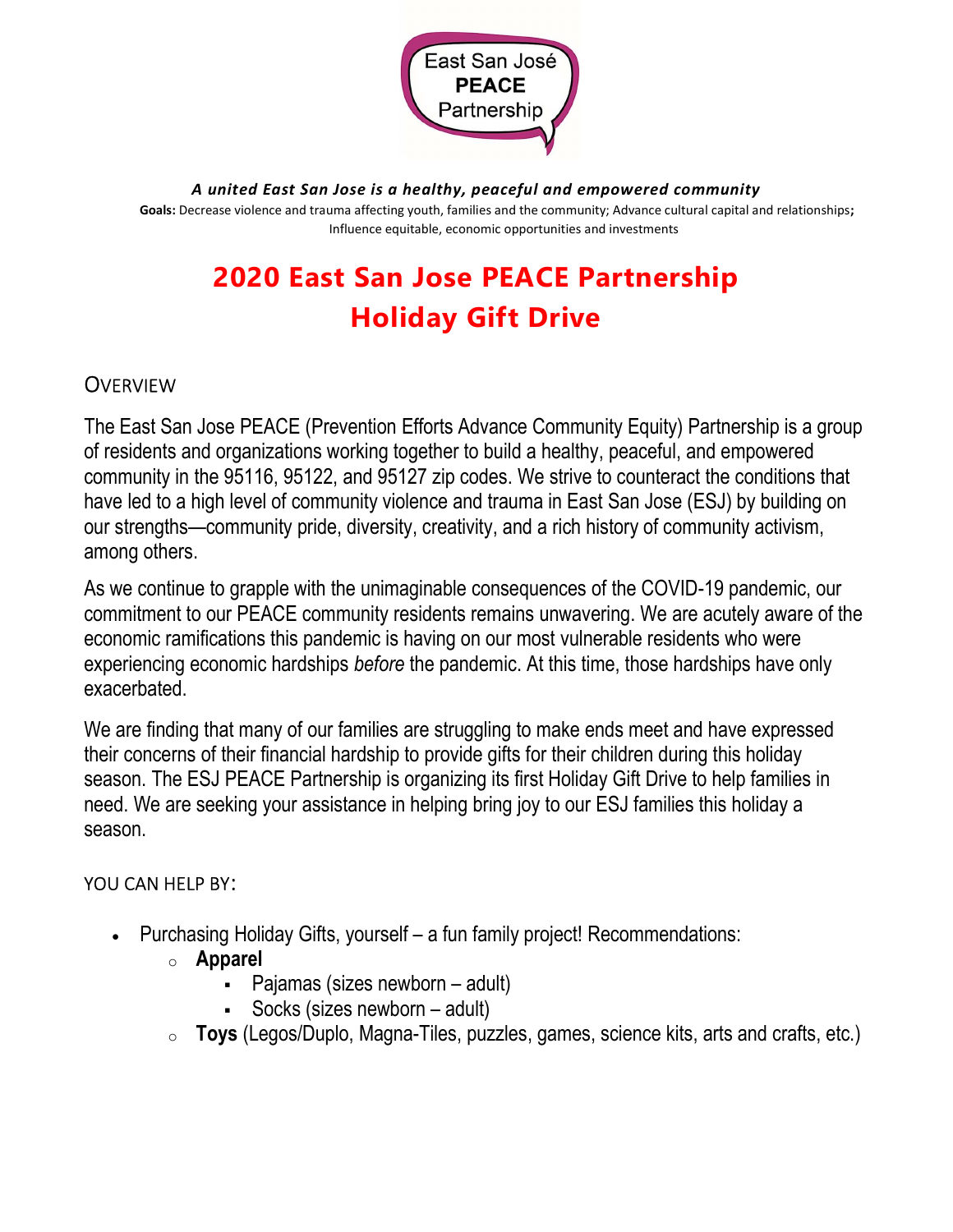East San José
**PEACE**
Partnership

***A united East San Jose is a healthy, peaceful and empowered community***

**Goals:** Decrease violence and trauma affecting youth, families and the community; Advance cultural capital and relationships**;** Influence equitable, economic opportunities and investments

# 2020 East San Jose PEACE Partnership Holiday Gift Drive

## OVERVIEW

The East San Jose PEACE (Prevention Efforts Advance Community Equity) Partnership is a group of residents and organizations working together to build a healthy, peaceful, and empowered community in the 95116, 95122, and 95127 zip codes. We strive to counteract the conditions that have led to a high level of community violence and trauma in East San Jose (ESJ) by building on our strengths—community pride, diversity, creativity, and a rich history of community activism, among others.

As we continue to grapple with the unimaginable consequences of the COVID-19 pandemic, our commitment to our PEACE community residents remains unwavering. We are acutely aware of the economic ramifications this pandemic is having on our most vulnerable residents who were experiencing economic hardships *before* the pandemic. At this time, those hardships have only exacerbated.

We are finding that many of our families are struggling to make ends meet and have expressed their concerns of their financial hardship to provide gifts for their children during this holiday season. The ESJ PEACE Partnership is organizing its first Holiday Gift Drive to help families in need. We are seeking your assistance in helping bring joy to our ESJ families this holiday a season.

## YOU CAN HELP BY:

- Purchasing Holiday Gifts, yourself – a fun family project! Recommendations:
  - **Apparel**
    - Pajamas (sizes newborn – adult)
    - Socks (sizes newborn – adult)
  - **Toys** (Legos/Duplo, Magna-Tiles, puzzles, games, science kits, arts and crafts, etc.)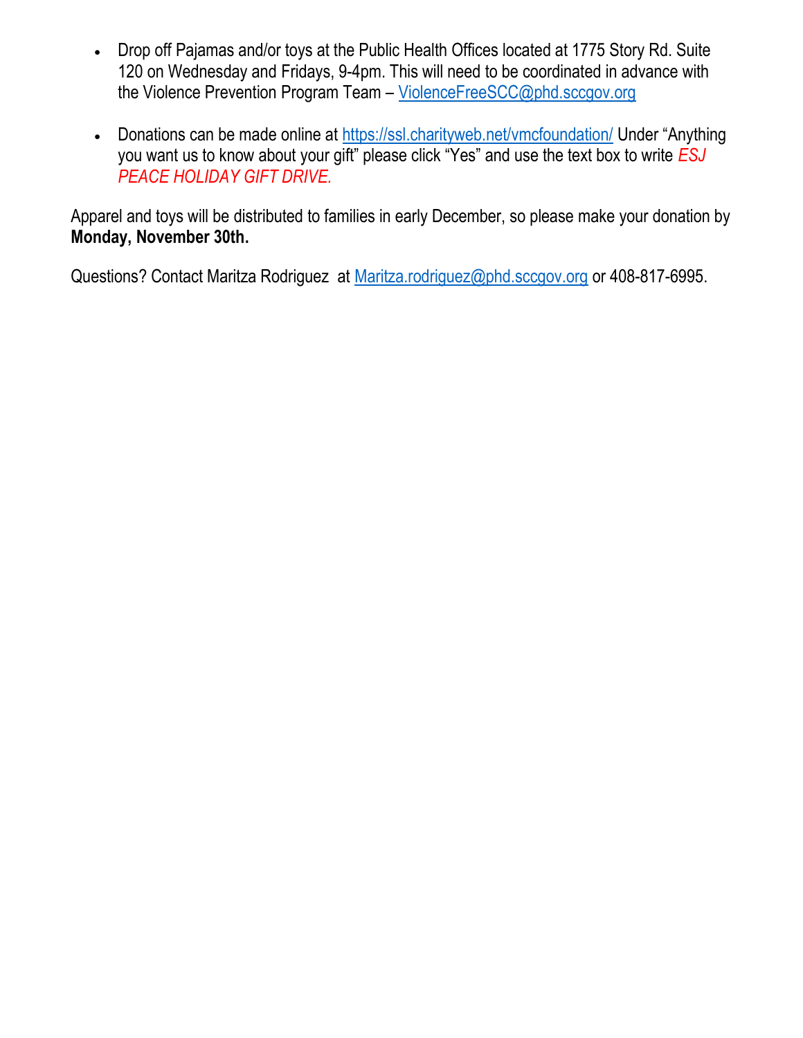- Drop off Pajamas and/or toys at the Public Health Offices located at 1775 Story Rd. Suite 120 on Wednesday and Fridays, 9-4pm. This will need to be coordinated in advance with the Violence Prevention Program Team – VioleneFreeSCC@phd.sccgov.org

- Donations can be made online at https://ssl.charityweb.net/vmcfoundation/ Under "Anything you want us to know about your gift" please click "Yes" and use the text box to write *ESJ PEACE HOLIDAY GIFT DRIVE.*

Apparel and toys will be distributed to families in early December, so please make your donation by **Monday, November 30th.**

Questions? Contact Maritza Rodriguez at Maritza.rodriguez@phd.sccgov.org or 408-817-6995.